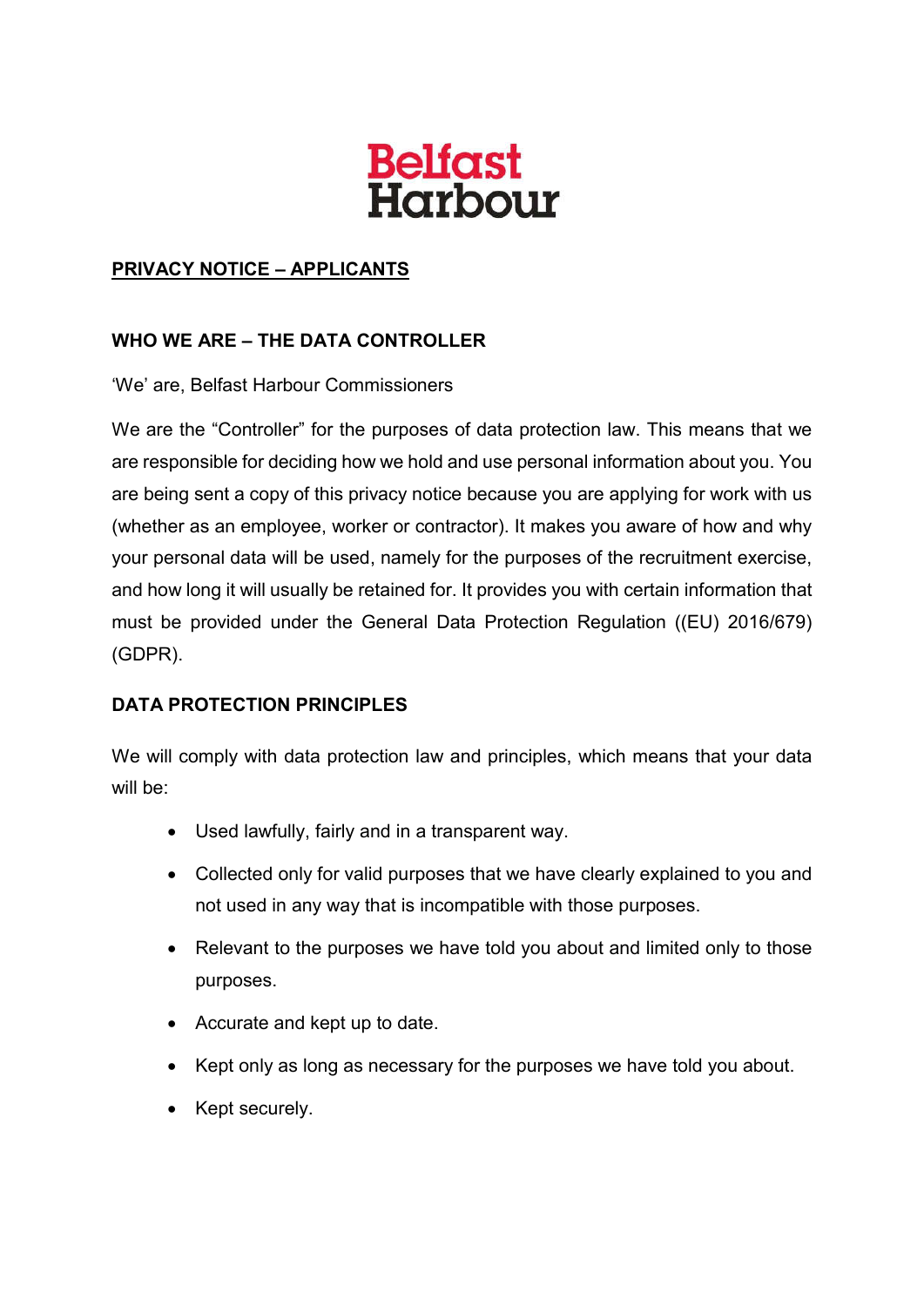Belfast Harbour

**PRIVACY NOTICE – APPLICANTS**

## WHO WE ARE – THE DATA CONTROLLER

'We' are, Belfast Harbour Commissioners

We are the "Controller" for the purposes of data protection law. This means that we are responsible for deciding how we hold and use personal information about you. You are being sent a copy of this privacy notice because you are applying for work with us (whether as an employee, worker or contractor). It makes you aware of how and why your personal data will be used, namely for the purposes of the recruitment exercise, and how long it will usually be retained for. It provides you with certain information that must be provided under the General Data Protection Regulation ((EU) 2016/679) (GDPR).

## DATA PROTECTION PRINCIPLES

We will comply with data protection law and principles, which means that your data will be:

- Used lawfully, fairly and in a transparent way.
- Collected only for valid purposes that we have clearly explained to you and not used in any way that is incompatible with those purposes.
- Relevant to the purposes we have told you about and limited only to those purposes.
- Accurate and kept up to date.
- Kept only as long as necessary for the purposes we have told you about.
- Kept securely.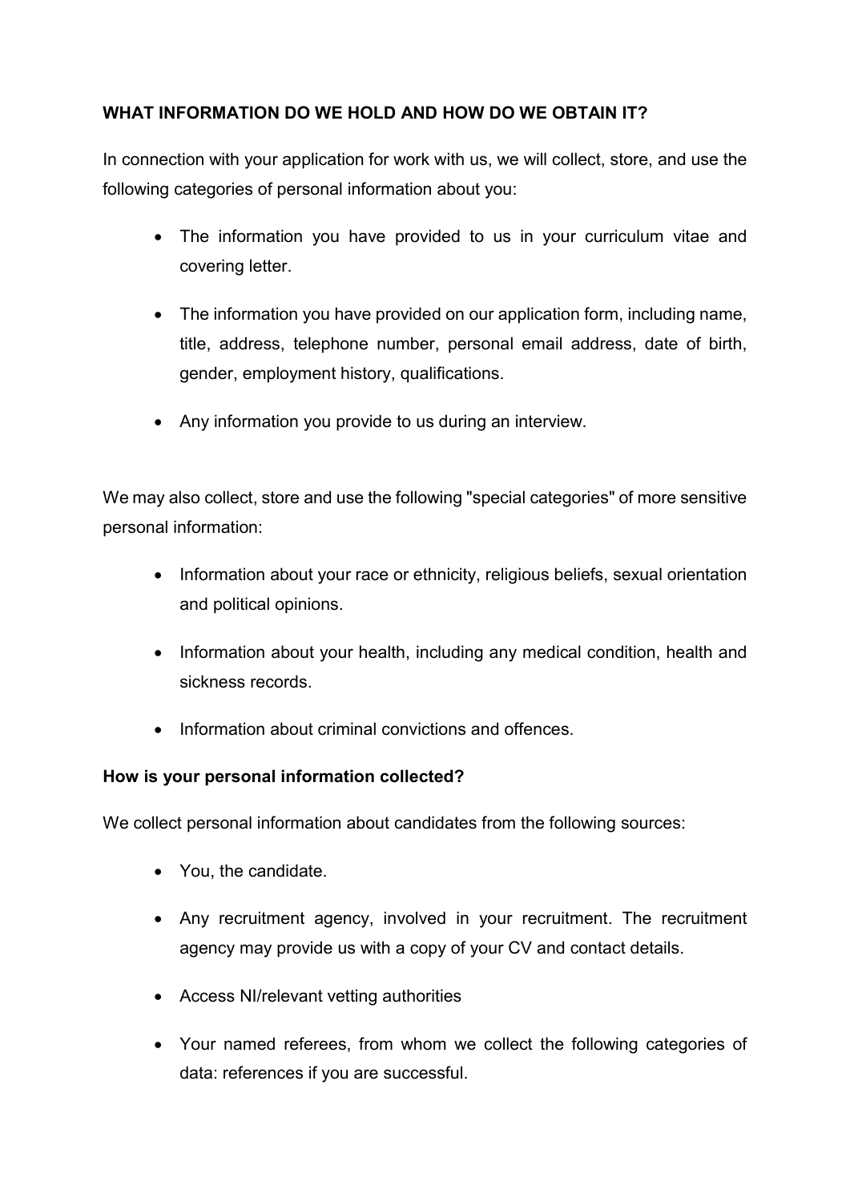**WHAT INFORMATION DO WE HOLD AND HOW DO WE OBTAIN IT?**

In connection with your application for work with us, we will collect, store, and use the following categories of personal information about you:

- The information you have provided to us in your curriculum vitae and covering letter.
- The information you have provided on our application form, including name, title, address, telephone number, personal email address, date of birth, gender, employment history, qualifications.
- Any information you provide to us during an interview.

We may also collect, store and use the following "special categories" of more sensitive personal information:

- Information about your race or ethnicity, religious beliefs, sexual orientation and political opinions.
- Information about your health, including any medical condition, health and sickness records.
- Information about criminal convictions and offences.

**How is your personal information collected?**

We collect personal information about candidates from the following sources:

- You, the candidate.
- Any recruitment agency, involved in your recruitment. The recruitment agency may provide us with a copy of your CV and contact details.
- Access NI/relevant vetting authorities
- Your named referees, from whom we collect the following categories of data: references if you are successful.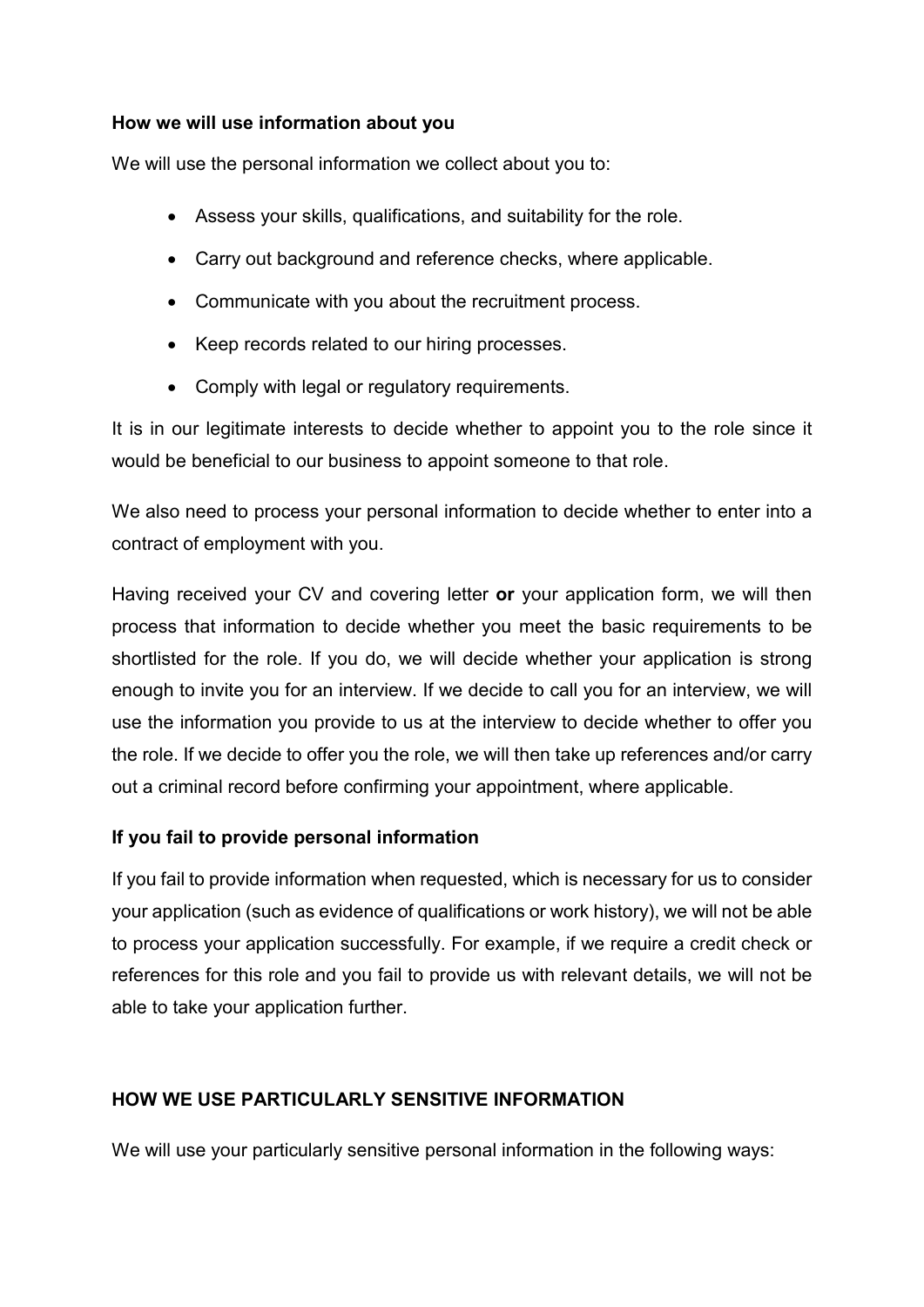### How we will use information about you

We will use the personal information we collect about you to:

- Assess your skills, qualifications, and suitability for the role.
- Carry out background and reference checks, where applicable.
- Communicate with you about the recruitment process.
- Keep records related to our hiring processes.
- Comply with legal or regulatory requirements.

It is in our legitimate interests to decide whether to appoint you to the role since it would be beneficial to our business to appoint someone to that role.

We also need to process your personal information to decide whether to enter into a contract of employment with you.

Having received your CV and covering letter **or** your application form, we will then process that information to decide whether you meet the basic requirements to be shortlisted for the role. If you do, we will decide whether your application is strong enough to invite you for an interview. If we decide to call you for an interview, we will use the information you provide to us at the interview to decide whether to offer you the role. If we decide to offer you the role, we will then take up references and/or carry out a criminal record before confirming your appointment, where applicable.

### If you fail to provide personal information

If you fail to provide information when requested, which is necessary for us to consider your application (such as evidence of qualifications or work history), we will not be able to process your application successfully. For example, if we require a credit check or references for this role and you fail to provide us with relevant details, we will not be able to take your application further.

## HOW WE USE PARTICULARLY SENSITIVE INFORMATION

We will use your particularly sensitive personal information in the following ways: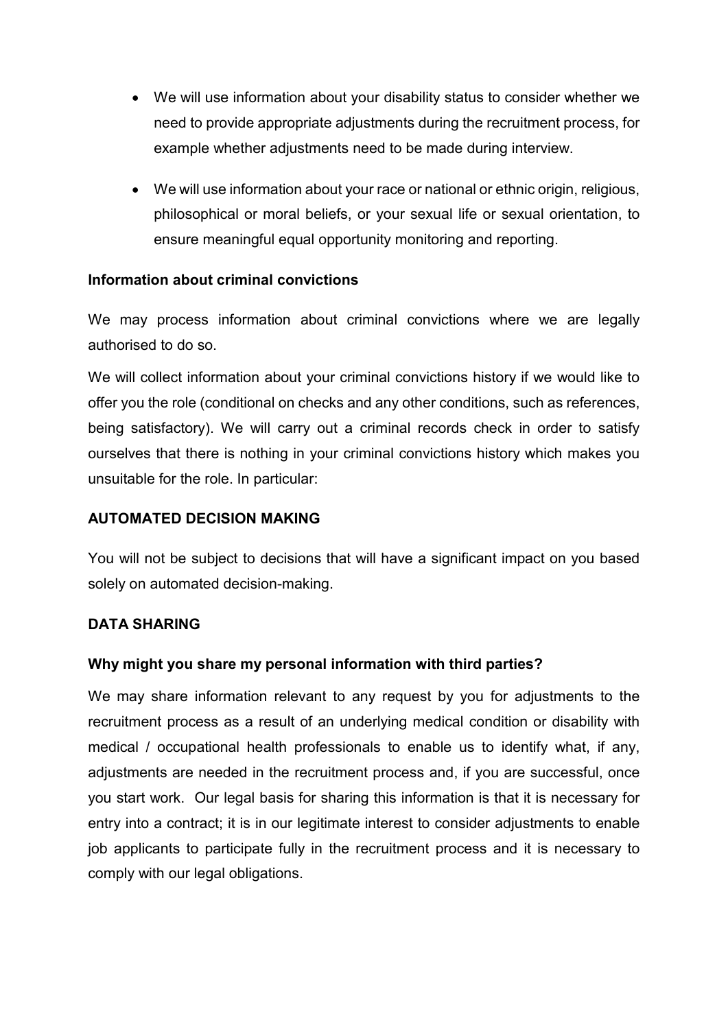- We will use information about your disability status to consider whether we need to provide appropriate adjustments during the recruitment process, for example whether adjustments need to be made during interview.

- We will use information about your race or national or ethnic origin, religious, philosophical or moral beliefs, or your sexual life or sexual orientation, to ensure meaningful equal opportunity monitoring and reporting.

**Information about criminal convictions**

We may process information about criminal convictions where we are legally authorised to do so.

We will collect information about your criminal convictions history if we would like to offer you the role (conditional on checks and any other conditions, such as references, being satisfactory). We will carry out a criminal records check in order to satisfy ourselves that there is nothing in your criminal convictions history which makes you unsuitable for the role. In particular:

## AUTOMATED DECISION MAKING

You will not be subject to decisions that will have a significant impact on you based solely on automated decision-making.

## DATA SHARING

**Why might you share my personal information with third parties?**

We may share information relevant to any request by you for adjustments to the recruitment process as a result of an underlying medical condition or disability with medical / occupational health professionals to enable us to identify what, if any, adjustments are needed in the recruitment process and, if you are successful, once you start work. Our legal basis for sharing this information is that it is necessary for entry into a contract; it is in our legitimate interest to consider adjustments to enable job applicants to participate fully in the recruitment process and it is necessary to comply with our legal obligations.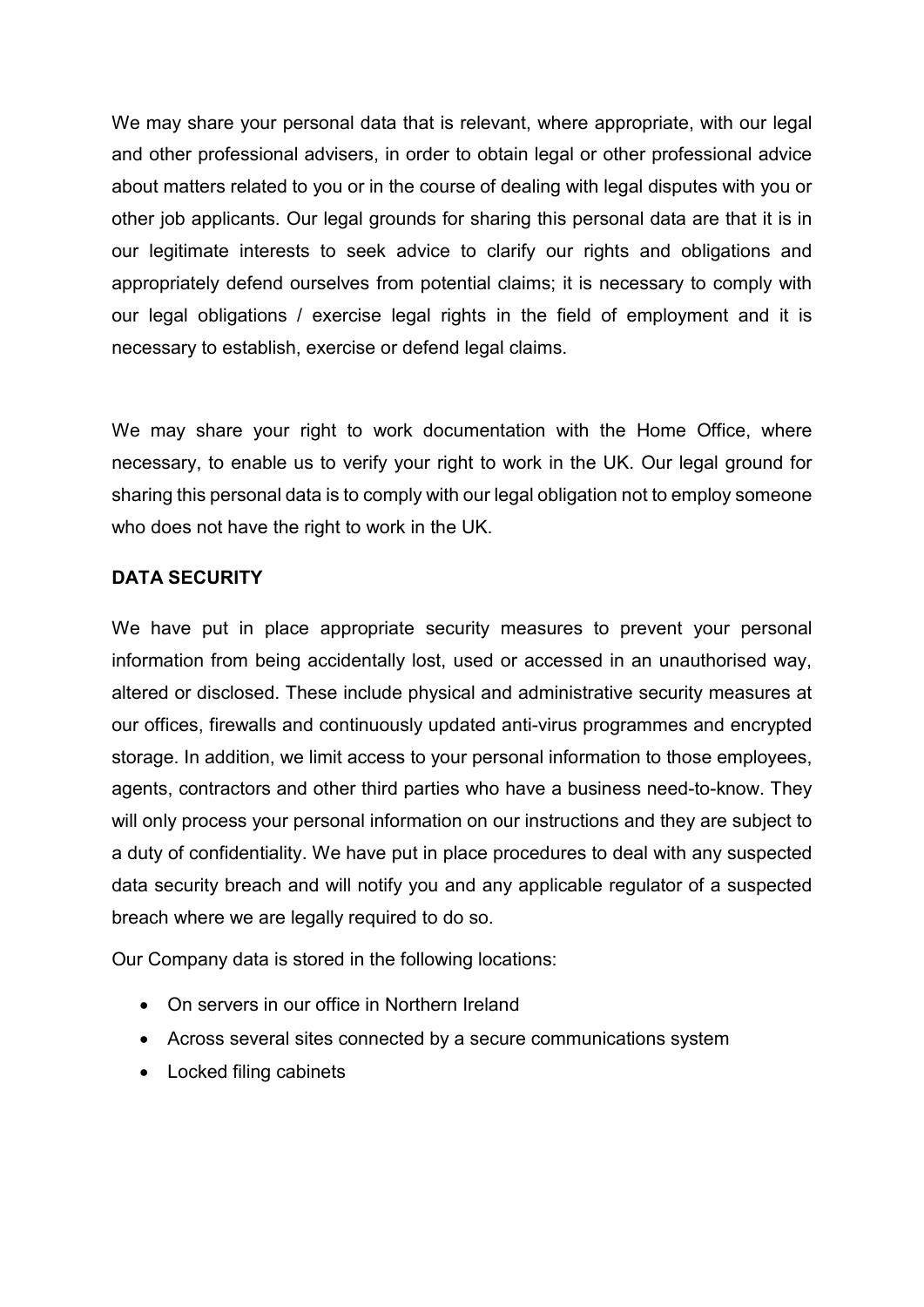We may share your personal data that is relevant, where appropriate, with our legal and other professional advisers, in order to obtain legal or other professional advice about matters related to you or in the course of dealing with legal disputes with you or other job applicants. Our legal grounds for sharing this personal data are that it is in our legitimate interests to seek advice to clarify our rights and obligations and appropriately defend ourselves from potential claims; it is necessary to comply with our legal obligations / exercise legal rights in the field of employment and it is necessary to establish, exercise or defend legal claims.

We may share your right to work documentation with the Home Office, where necessary, to enable us to verify your right to work in the UK. Our legal ground for sharing this personal data is to comply with our legal obligation not to employ someone who does not have the right to work in the UK.

**DATA SECURITY**

We have put in place appropriate security measures to prevent your personal information from being accidentally lost, used or accessed in an unauthorised way, altered or disclosed. These include physical and administrative security measures at our offices, firewalls and continuously updated anti-virus programmes and encrypted storage. In addition, we limit access to your personal information to those employees, agents, contractors and other third parties who have a business need-to-know. They will only process your personal information on our instructions and they are subject to a duty of confidentiality. We have put in place procedures to deal with any suspected data security breach and will notify you and any applicable regulator of a suspected breach where we are legally required to do so.

Our Company data is stored in the following locations:

- On servers in our office in Northern Ireland
- Across several sites connected by a secure communications system
- Locked filing cabinets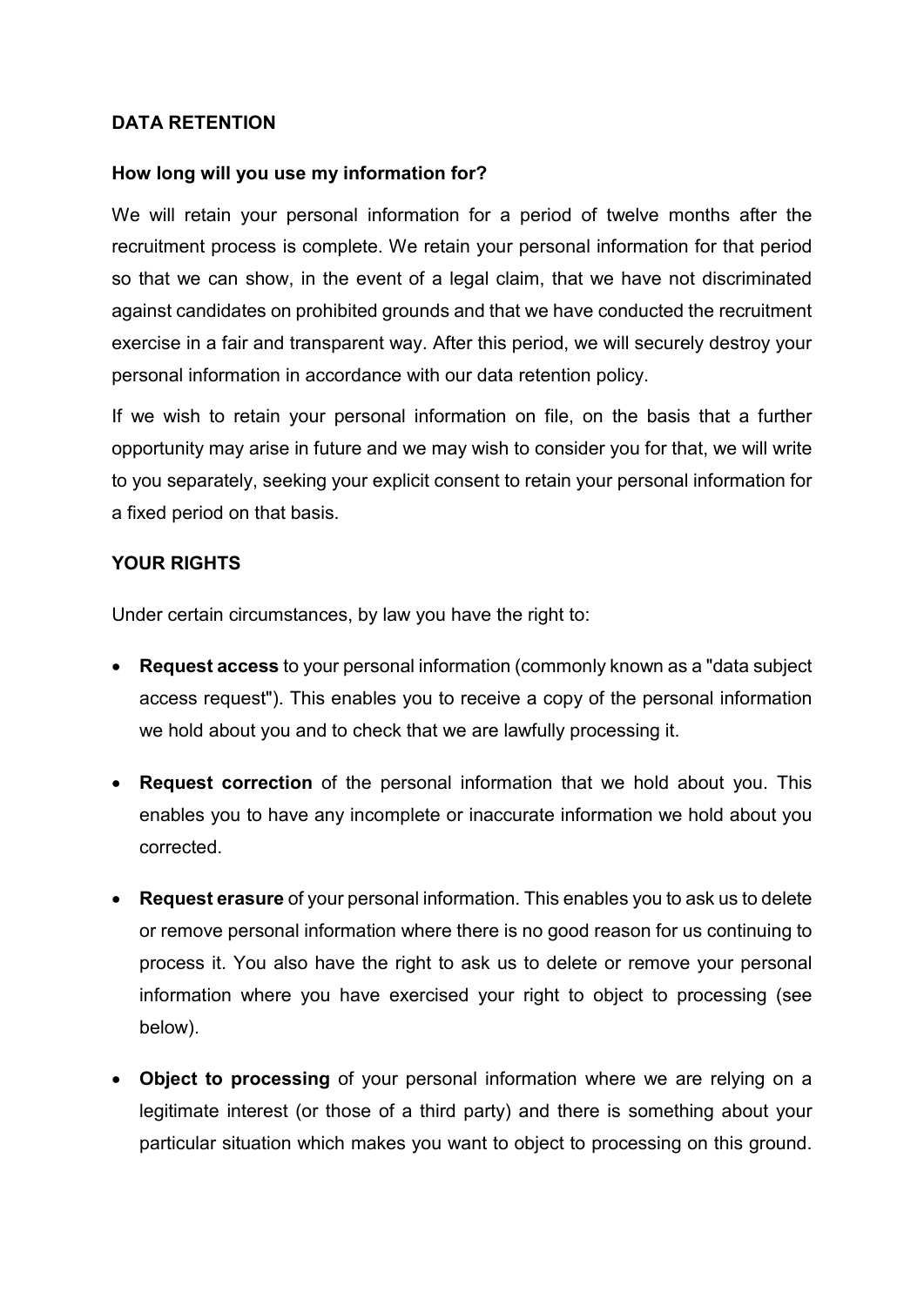## DATA RETENTION

### How long will you use my information for?

We will retain your personal information for a period of twelve months after the recruitment process is complete. We retain your personal information for that period so that we can show, in the event of a legal claim, that we have not discriminated against candidates on prohibited grounds and that we have conducted the recruitment exercise in a fair and transparent way. After this period, we will securely destroy your personal information in accordance with our data retention policy.

If we wish to retain your personal information on file, on the basis that a further opportunity may arise in future and we may wish to consider you for that, we will write to you separately, seeking your explicit consent to retain your personal information for a fixed period on that basis.

## YOUR RIGHTS

Under certain circumstances, by law you have the right to:

- **Request access** to your personal information (commonly known as a "data subject access request"). This enables you to receive a copy of the personal information we hold about you and to check that we are lawfully processing it.
- **Request correction** of the personal information that we hold about you. This enables you to have any incomplete or inaccurate information we hold about you corrected.
- **Request erasure** of your personal information. This enables you to ask us to delete or remove personal information where there is no good reason for us continuing to process it. You also have the right to ask us to delete or remove your personal information where you have exercised your right to object to processing (see below).
- **Object to processing** of your personal information where we are relying on a legitimate interest (or those of a third party) and there is something about your particular situation which makes you want to object to processing on this ground.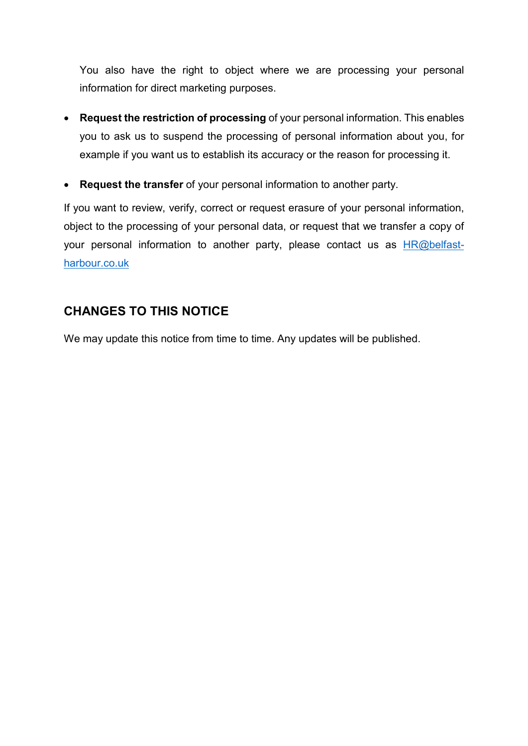You also have the right to object where we are processing your personal information for direct marketing purposes.

- **Request the restriction of processing** of your personal information. This enables you to ask us to suspend the processing of personal information about you, for example if you want us to establish its accuracy or the reason for processing it.
- **Request the transfer** of your personal information to another party.

If you want to review, verify, correct or request erasure of your personal information, object to the processing of your personal data, or request that we transfer a copy of your personal information to another party, please contact us as HR@belfast-harbour.co.uk

## CHANGES TO THIS NOTICE

We may update this notice from time to time. Any updates will be published.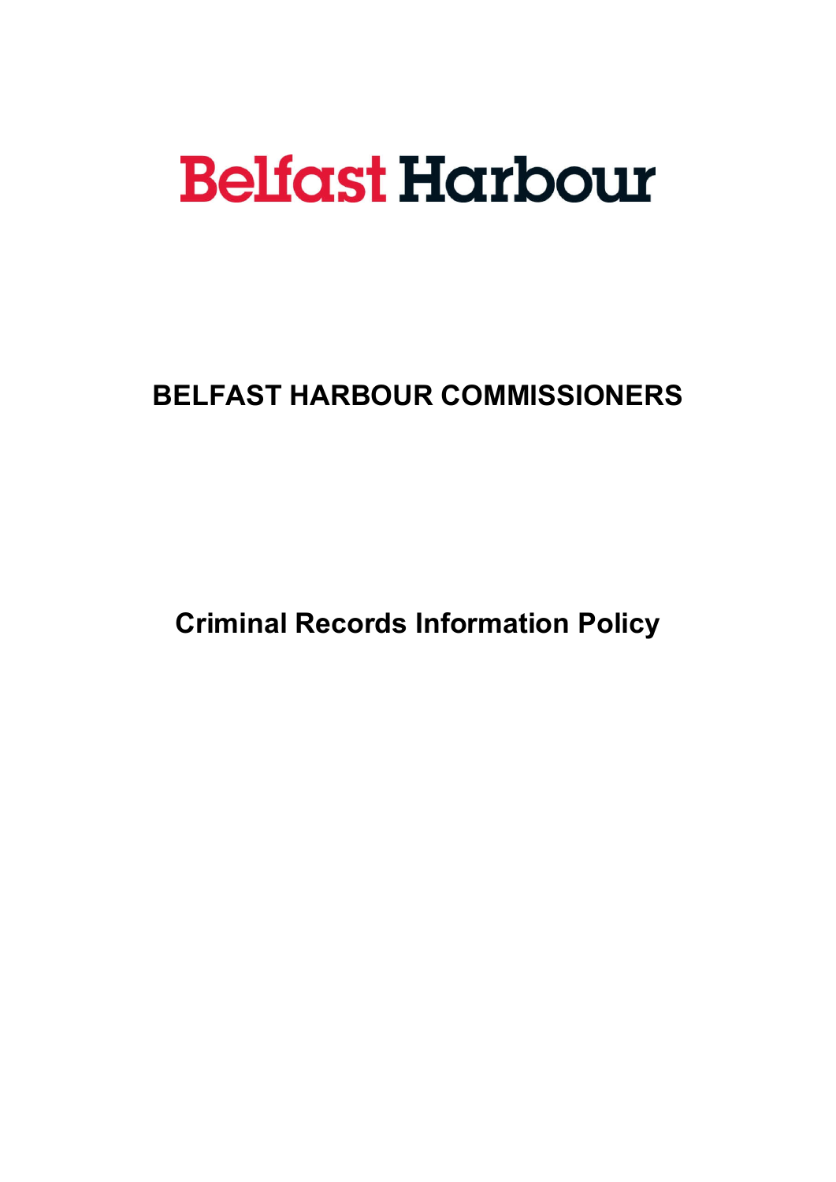# Belfast Harbour

## BELFAST HARBOUR COMMISSIONERS

## Criminal Records Information Policy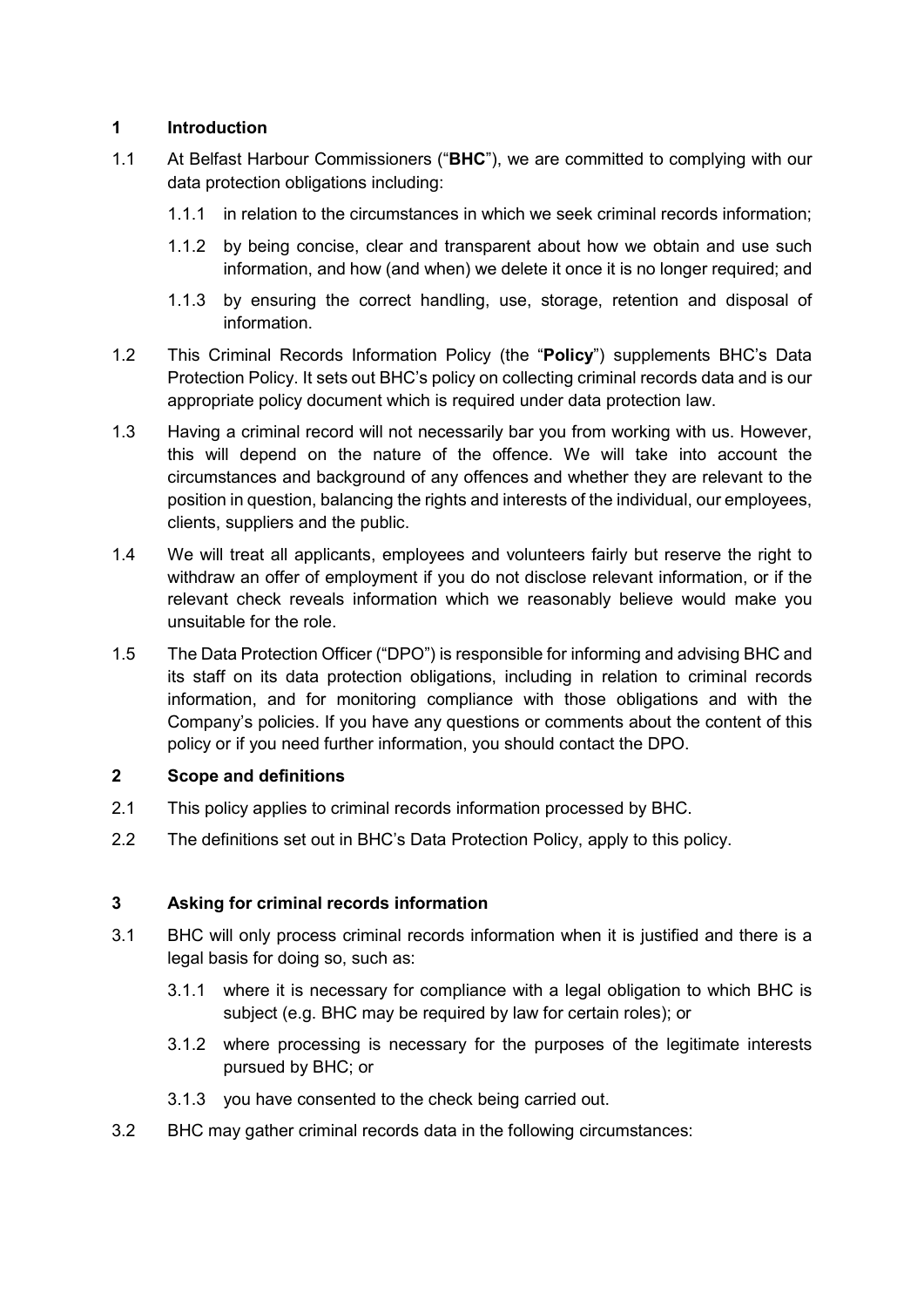## 1 Introduction

1.1 At Belfast Harbour Commissioners ("**BHC**"), we are committed to complying with our data protection obligations including:

1.1.1 in relation to the circumstances in which we seek criminal records information;

1.1.2 by being concise, clear and transparent about how we obtain and use such information, and how (and when) we delete it once it is no longer required; and

1.1.3 by ensuring the correct handling, use, storage, retention and disposal of information.

1.2 This Criminal Records Information Policy (the "**Policy**") supplements BHC's Data Protection Policy. It sets out BHC's policy on collecting criminal records data and is our appropriate policy document which is required under data protection law.

1.3 Having a criminal record will not necessarily bar you from working with us. However, this will depend on the nature of the offence. We will take into account the circumstances and background of any offences and whether they are relevant to the position in question, balancing the rights and interests of the individual, our employees, clients, suppliers and the public.

1.4 We will treat all applicants, employees and volunteers fairly but reserve the right to withdraw an offer of employment if you do not disclose relevant information, or if the relevant check reveals information which we reasonably believe would make you unsuitable for the role.

1.5 The Data Protection Officer ("DPO") is responsible for informing and advising BHC and its staff on its data protection obligations, including in relation to criminal records information, and for monitoring compliance with those obligations and with the Company's policies. If you have any questions or comments about the content of this policy or if you need further information, you should contact the DPO.

## 2 Scope and definitions

2.1 This policy applies to criminal records information processed by BHC.

2.2 The definitions set out in BHC's Data Protection Policy, apply to this policy.

## 3 Asking for criminal records information

3.1 BHC will only process criminal records information when it is justified and there is a legal basis for doing so, such as:

3.1.1 where it is necessary for compliance with a legal obligation to which BHC is subject (e.g. BHC may be required by law for certain roles); or

3.1.2 where processing is necessary for the purposes of the legitimate interests pursued by BHC; or

3.1.3 you have consented to the check being carried out.

3.2 BHC may gather criminal records data in the following circumstances: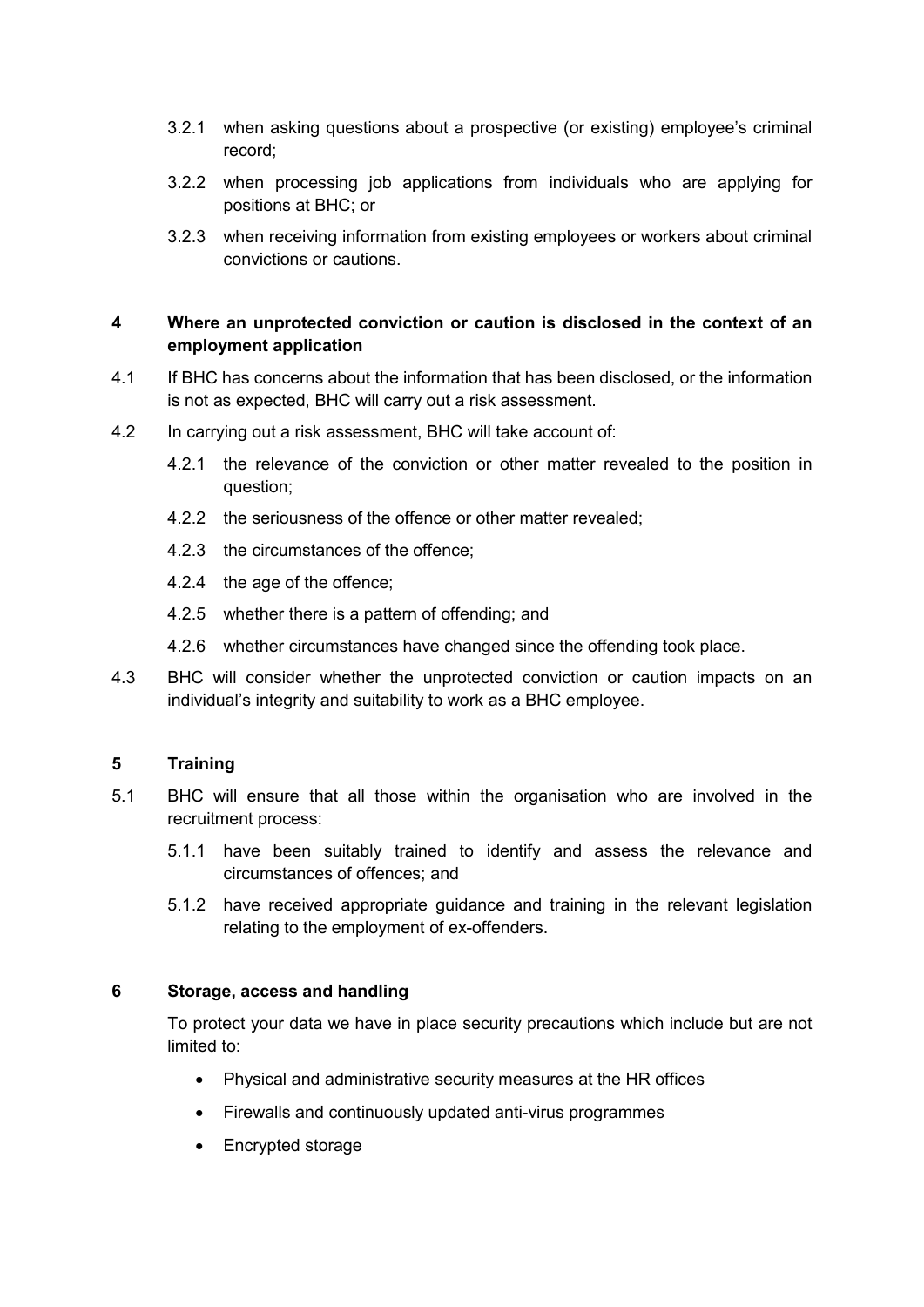3.2.1 when asking questions about a prospective (or existing) employee's criminal record;

3.2.2 when processing job applications from individuals who are applying for positions at BHC; or

3.2.3 when receiving information from existing employees or workers about criminal convictions or cautions.

## 4 Where an unprotected conviction or caution is disclosed in the context of an employment application

4.1 If BHC has concerns about the information that has been disclosed, or the information is not as expected, BHC will carry out a risk assessment.

4.2 In carrying out a risk assessment, BHC will take account of:

4.2.1 the relevance of the conviction or other matter revealed to the position in question;

4.2.2 the seriousness of the offence or other matter revealed;

4.2.3 the circumstances of the offence;

4.2.4 the age of the offence;

4.2.5 whether there is a pattern of offending; and

4.2.6 whether circumstances have changed since the offending took place.

4.3 BHC will consider whether the unprotected conviction or caution impacts on an individual's integrity and suitability to work as a BHC employee.

## 5 Training

5.1 BHC will ensure that all those within the organisation who are involved in the recruitment process:

5.1.1 have been suitably trained to identify and assess the relevance and circumstances of offences; and

5.1.2 have received appropriate guidance and training in the relevant legislation relating to the employment of ex-offenders.

## 6 Storage, access and handling

To protect your data we have in place security precautions which include but are not limited to:

- Physical and administrative security measures at the HR offices
- Firewalls and continuously updated anti-virus programmes
- Encrypted storage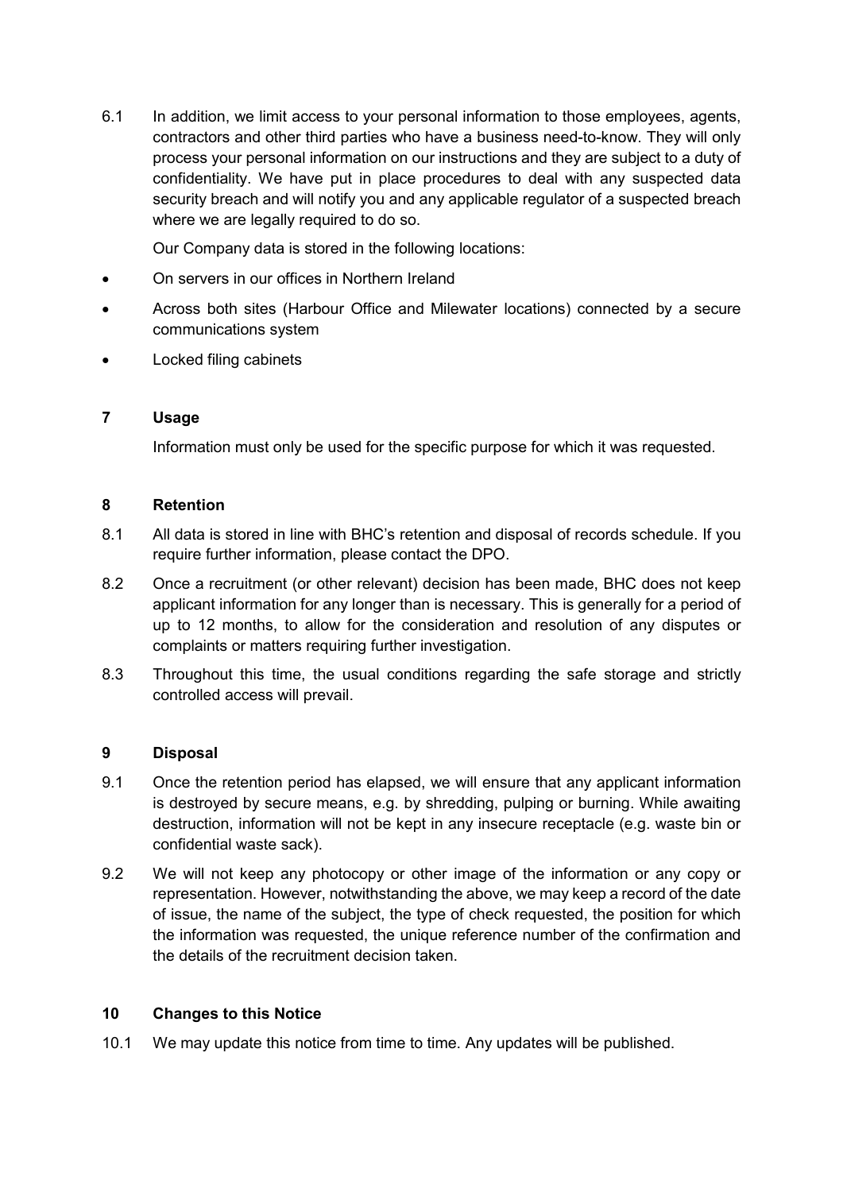6.1 In addition, we limit access to your personal information to those employees, agents, contractors and other third parties who have a business need-to-know. They will only process your personal information on our instructions and they are subject to a duty of confidentiality. We have put in place procedures to deal with any suspected data security breach and will notify you and any applicable regulator of a suspected breach where we are legally required to do so.

Our Company data is stored in the following locations:

- On servers in our offices in Northern Ireland
- Across both sites (Harbour Office and Milewater locations) connected by a secure communications system
- Locked filing cabinets

## 7 Usage

Information must only be used for the specific purpose for which it was requested.

## 8 Retention

8.1 All data is stored in line with BHC's retention and disposal of records schedule. If you require further information, please contact the DPO.

8.2 Once a recruitment (or other relevant) decision has been made, BHC does not keep applicant information for any longer than is necessary. This is generally for a period of up to 12 months, to allow for the consideration and resolution of any disputes or complaints or matters requiring further investigation.

8.3 Throughout this time, the usual conditions regarding the safe storage and strictly controlled access will prevail.

## 9 Disposal

9.1 Once the retention period has elapsed, we will ensure that any applicant information is destroyed by secure means, e.g. by shredding, pulping or burning. While awaiting destruction, information will not be kept in any insecure receptacle (e.g. waste bin or confidential waste sack).

9.2 We will not keep any photocopy or other image of the information or any copy or representation. However, notwithstanding the above, we may keep a record of the date of issue, the name of the subject, the type of check requested, the position for which the information was requested, the unique reference number of the confirmation and the details of the recruitment decision taken.

## 10 Changes to this Notice

10.1 We may update this notice from time to time. Any updates will be published.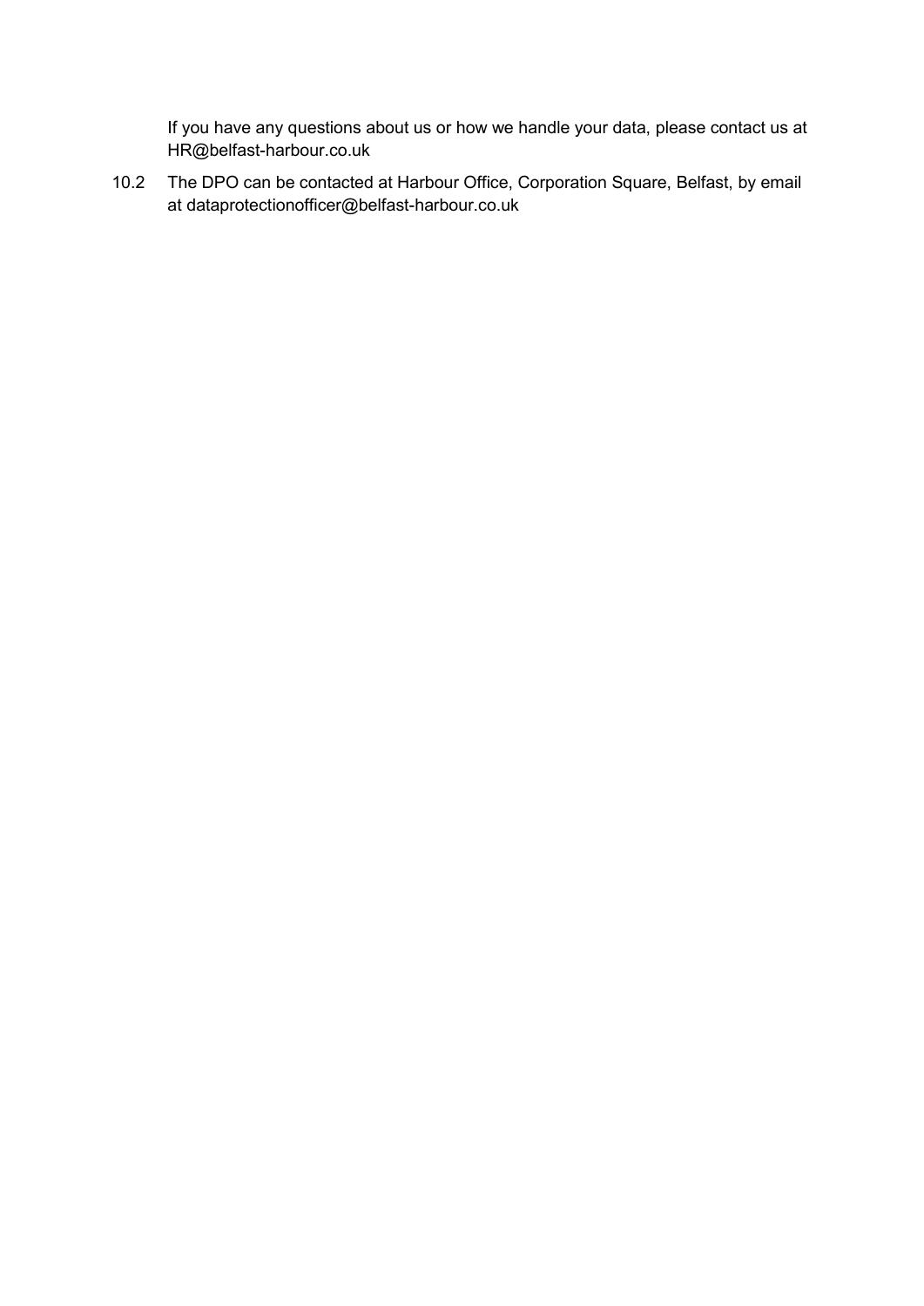If you have any questions about us or how we handle your data, please contact us at HR@belfast-harbour.co.uk

10.2 The DPO can be contacted at Harbour Office, Corporation Square, Belfast, by email at dataprotectionofficer@belfast-harbour.co.uk